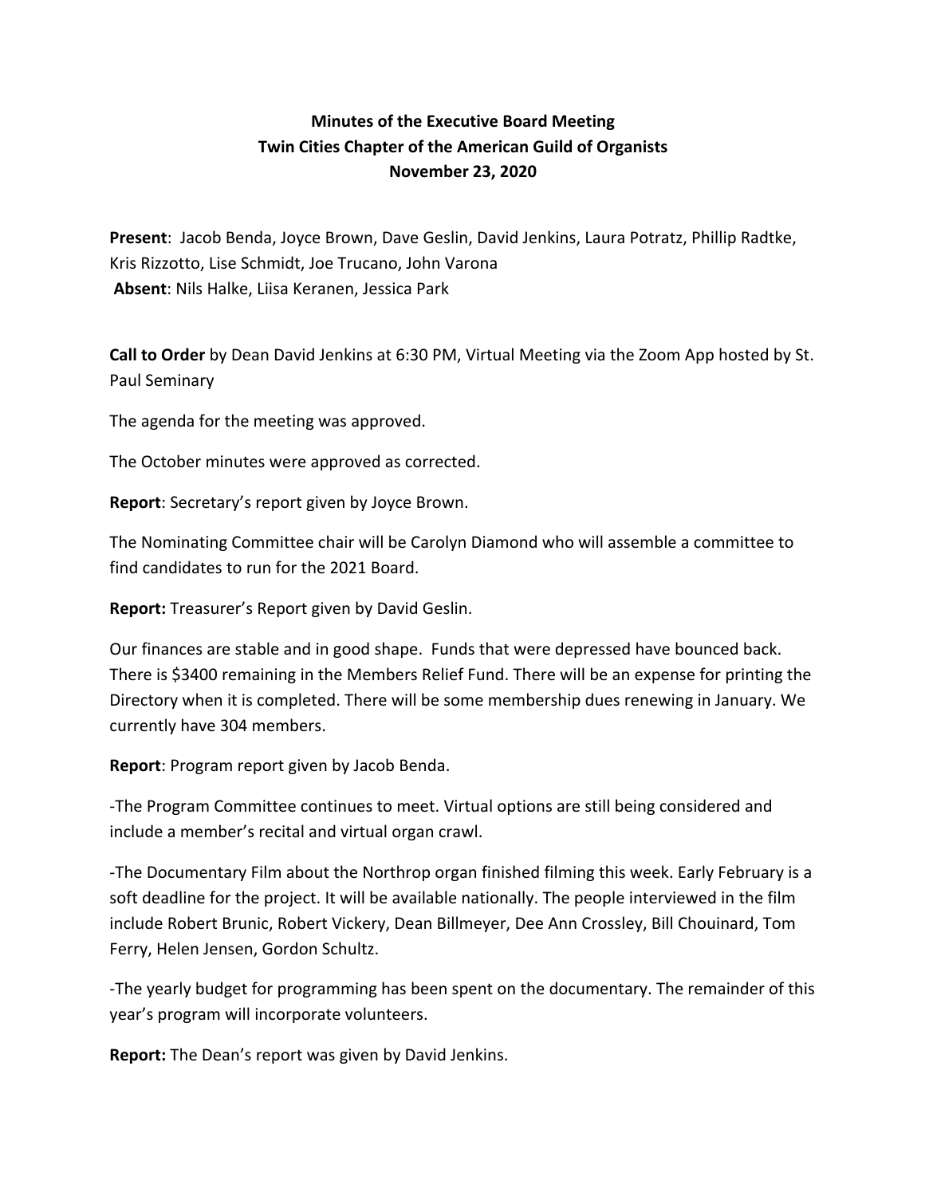# Minutes of the Executive Board Meeting
## Twin Cities Chapter of the American Guild of Organists
## November 23, 2020

**Present**: Jacob Benda, Joyce Brown, Dave Geslin, David Jenkins, Laura Potratz, Phillip Radtke, Kris Rizzotto, Lise Schmidt, Joe Trucano, John Varona
**Absent**: Nils Halke, Liisa Keranen, Jessica Park

**Call to Order** by Dean David Jenkins at 6:30 PM, Virtual Meeting via the Zoom App hosted by St. Paul Seminary

The agenda for the meeting was approved.

The October minutes were approved as corrected.

**Report**: Secretary's report given by Joyce Brown.

The Nominating Committee chair will be Carolyn Diamond who will assemble a committee to find candidates to run for the 2021 Board.

**Report:** Treasurer's Report given by David Geslin.

Our finances are stable and in good shape. Funds that were depressed have bounced back. There is $3400 remaining in the Members Relief Fund. There will be an expense for printing the Directory when it is completed. There will be some membership dues renewing in January. We currently have 304 members.

**Report**: Program report given by Jacob Benda.

-The Program Committee continues to meet. Virtual options are still being considered and include a member's recital and virtual organ crawl.

-The Documentary Film about the Northrop organ finished filming this week. Early February is a soft deadline for the project. It will be available nationally. The people interviewed in the film include Robert Brunic, Robert Vickery, Dean Billmeyer, Dee Ann Crossley, Bill Chouinard, Tom Ferry, Helen Jensen, Gordon Schultz.

-The yearly budget for programming has been spent on the documentary. The remainder of this year's program will incorporate volunteers.

**Report:** The Dean's report was given by David Jenkins.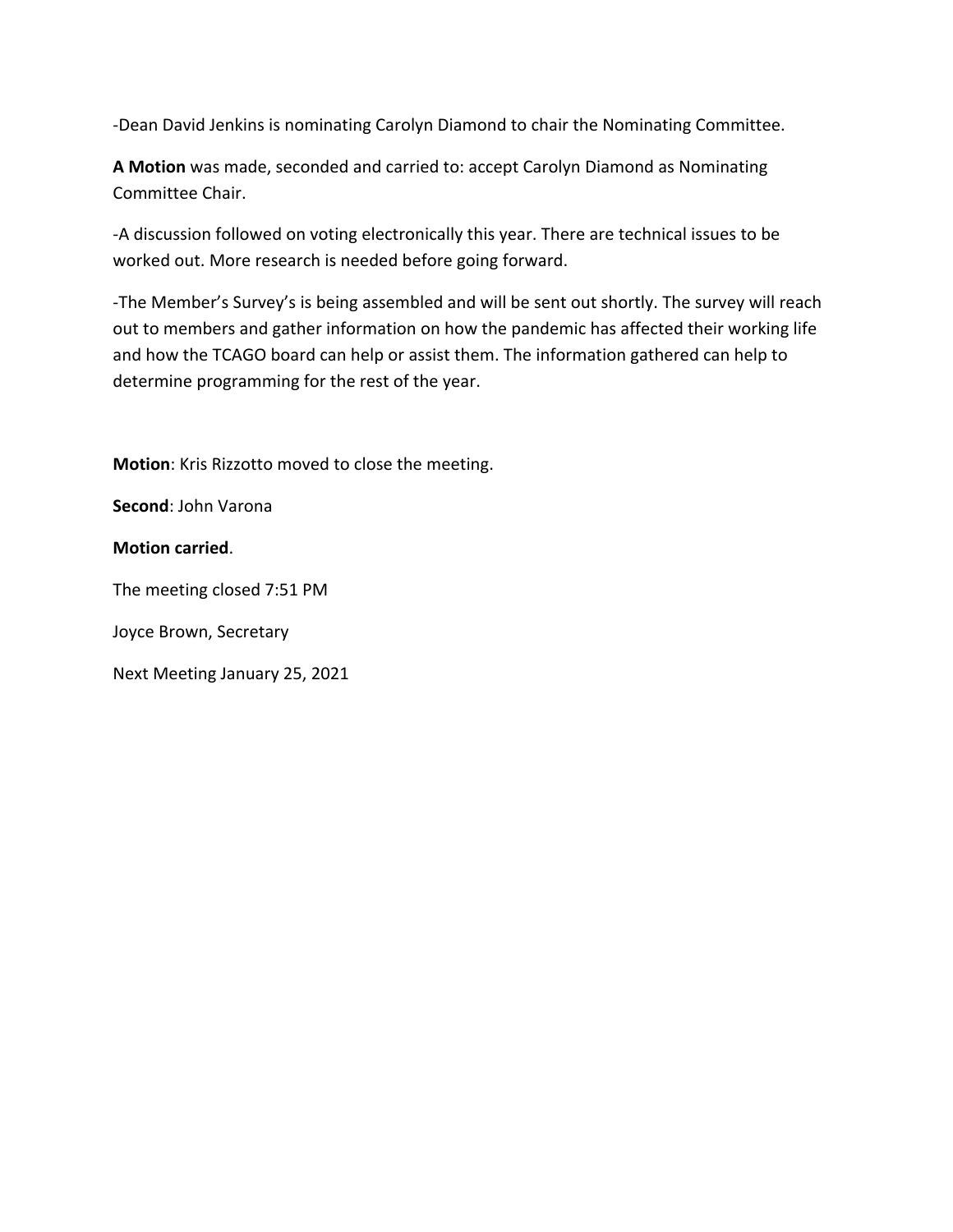-Dean David Jenkins is nominating Carolyn Diamond to chair the Nominating Committee.

**A Motion** was made, seconded and carried to: accept Carolyn Diamond as Nominating Committee Chair.

-A discussion followed on voting electronically this year. There are technical issues to be worked out. More research is needed before going forward.

-The Member's Survey's is being assembled and will be sent out shortly. The survey will reach out to members and gather information on how the pandemic has affected their working life and how the TCAGO board can help or assist them. The information gathered can help to determine programming for the rest of the year.

**Motion**: Kris Rizzotto moved to close the meeting.

**Second**: John Varona

**Motion carried**.

The meeting closed 7:51 PM

Joyce Brown, Secretary

Next Meeting January 25, 2021